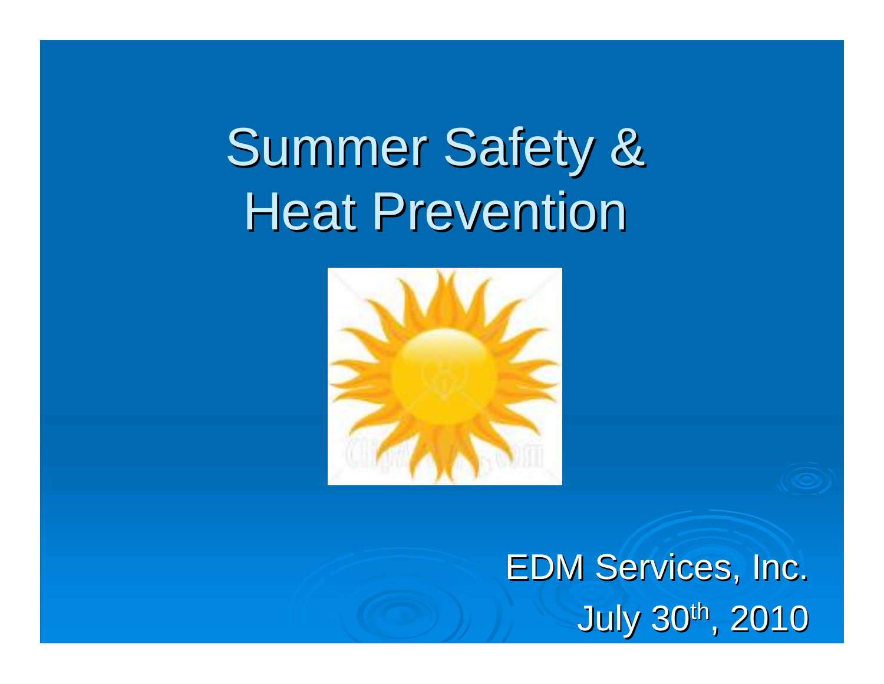# Summer Safety & Heat Prevention

EDM Services, Inc.

July 30th, 2010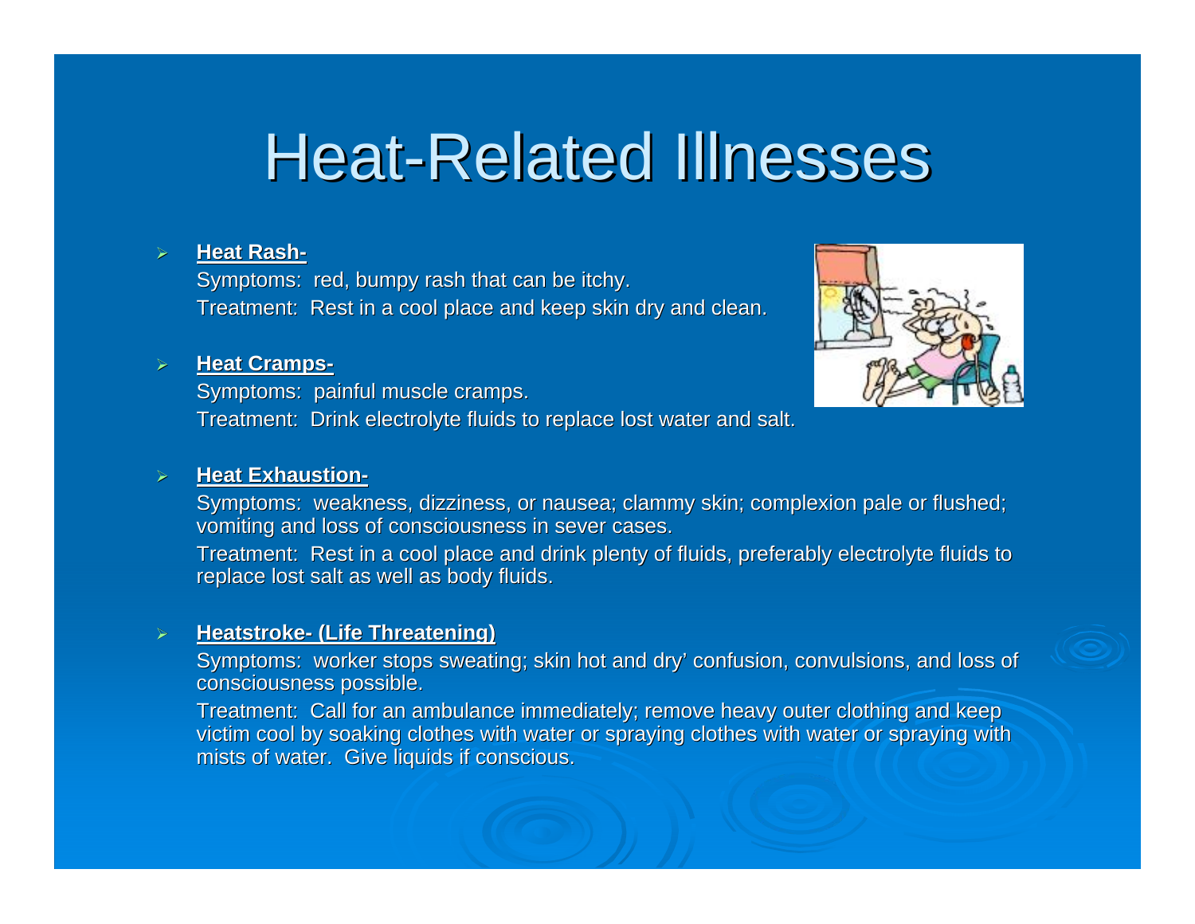# Heat-Related Illnesses

- **Heat Rash-**

  Symptoms: red, bumpy rash that can be itchy.

  Treatment: Rest in a cool place and keep skin dry and clean.

- **Heat Cramps-**

  Symptoms: painful muscle cramps.

  Treatment: Drink electrolyte fluids to replace lost water and salt.

- **Heat Exhaustion-**

  Symptoms: weakness, dizziness, or nausea; clammy skin; complexion pale or flushed; vomiting and loss of consciousness in sever cases.

  Treatment: Rest in a cool place and drink plenty of fluids, preferably electrolyte fluids to replace lost salt as well as body fluids.

- **Heatstroke- (Life Threatening)**

  Symptoms: worker stops sweating; skin hot and dry' confusion, convulsions, and loss of consciousness possible.

  Treatment: Call for an ambulance immediately; remove heavy outer clothing and keep victim cool by soaking clothes with water or spraying clothes with water or spraying with mists of water. Give liquids if conscious.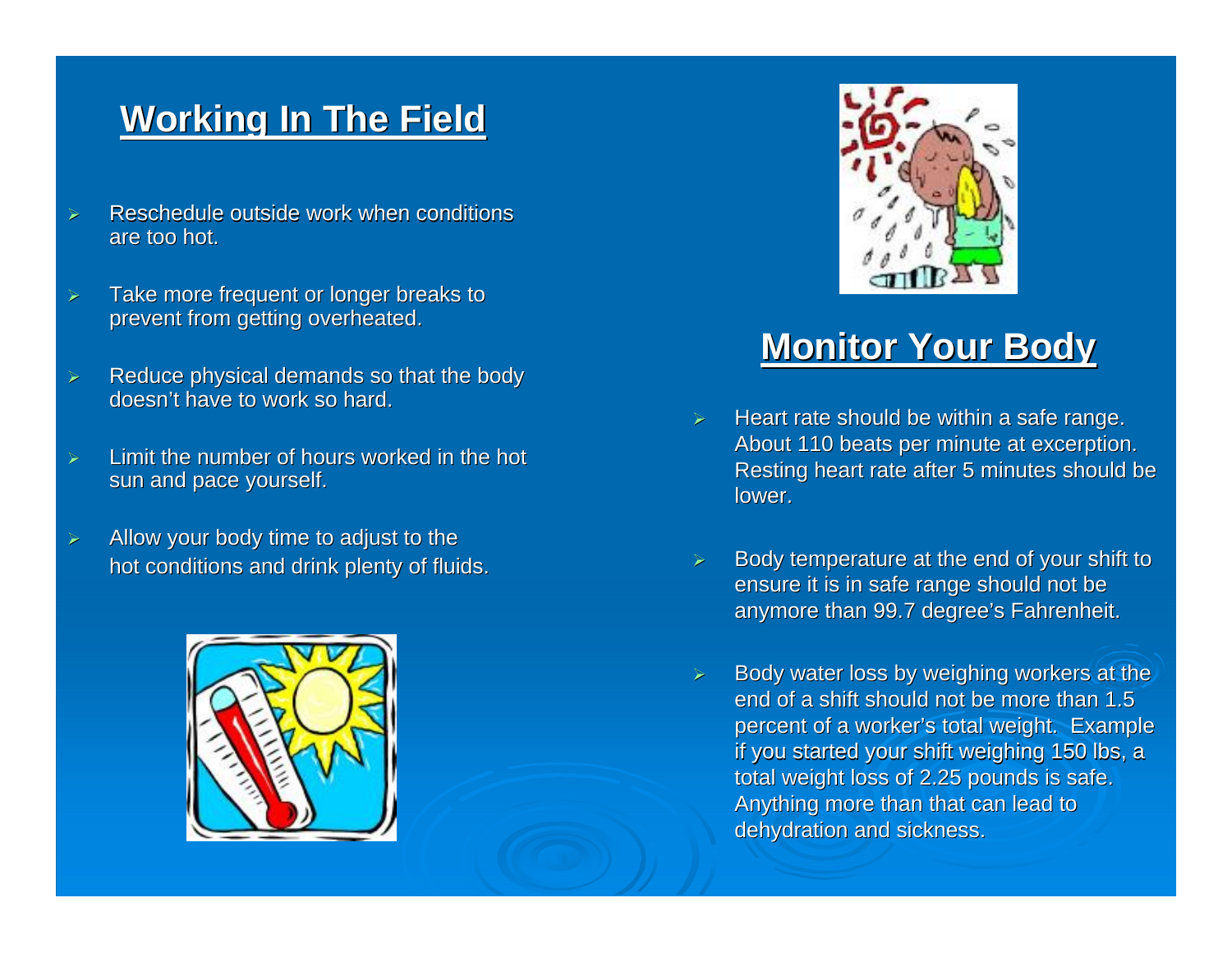## Working In The Field

- Reschedule outside work when conditions are too hot.
- Take more frequent or longer breaks to prevent from getting overheated.
- Reduce physical demands so that the body doesn't have to work so hard.
- Limit the number of hours worked in the hot sun and pace yourself.
- Allow your body time to adjust to the hot conditions and drink plenty of fluids.

## Monitor Your Body

- Heart rate should be within a safe range. About 110 beats per minute at excerption. Resting heart rate after 5 minutes should be lower.
- Body temperature at the end of your shift to ensure it is in safe range should not be anymore than 99.7 degree's Fahrenheit.
- Body water loss by weighing workers at the end of a shift should not be more than 1.5 percent of a worker's total weight. Example if you started your shift weighing 150 lbs, a total weight loss of 2.25 pounds is safe. Anything more than that can lead to dehydration and sickness.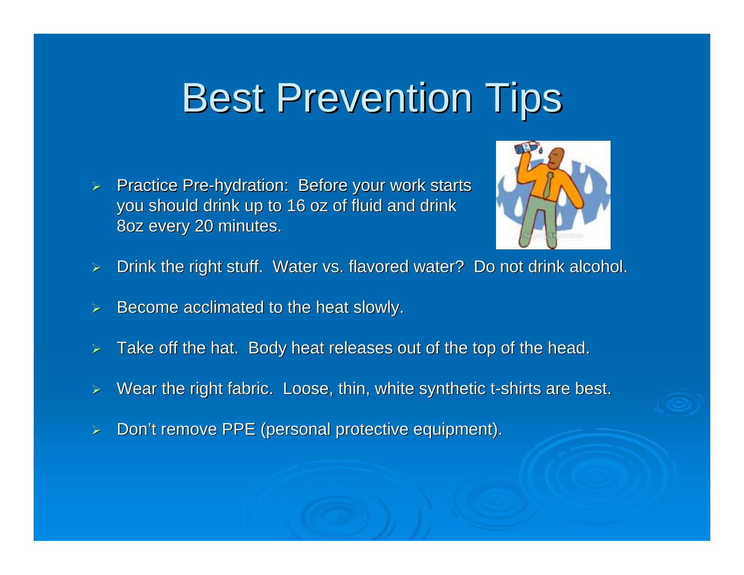# Best Prevention Tips

- Practice Pre-hydration: Before your work starts you should drink up to 16 oz of fluid and drink 8oz every 20 minutes.
- Drink the right stuff. Water vs. flavored water? Do not drink alcohol.
- Become acclimated to the heat slowly.
- Take off the hat. Body heat releases out of the top of the head.
- Wear the right fabric. Loose, thin, white synthetic t-shirts are best.
- Don't remove PPE (personal protective equipment).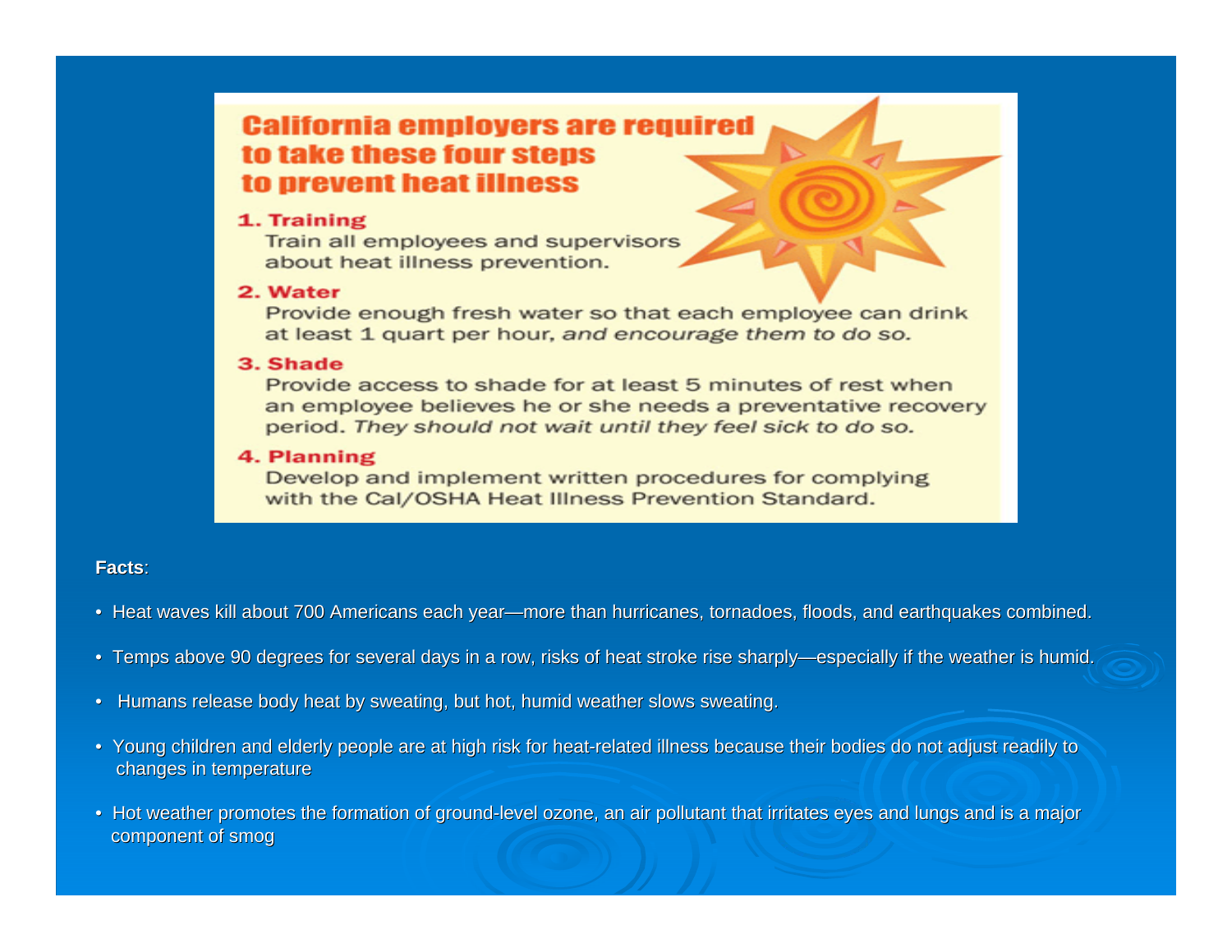## California employers are required to take these four steps to prevent heat illness

1. **Training**
   Train all employees and supervisors about heat illness prevention.

2. **Water**
   Provide enough fresh water so that each employee can drink at least 1 quart per hour, *and encourage them to do so.*

3. **Shade**
   Provide access to shade for at least 5 minutes of rest when an employee believes he or she needs a preventative recovery period. *They should not wait until they feel sick to do so.*

4. **Planning**
   Develop and implement written procedures for complying with the Cal/OSHA Heat Illness Prevention Standard.

**Facts**:

- Heat waves kill about 700 Americans each year—more than hurricanes, tornadoes, floods, and earthquakes combined.
- Temps above 90 degrees for several days in a row, risks of heat stroke rise sharply—especially if the weather is humid.
- Humans release body heat by sweating, but hot, humid weather slows sweating.
- Young children and elderly people are at high risk for heat-related illness because their bodies do not adjust readily to changes in temperature
- Hot weather promotes the formation of ground-level ozone, an air pollutant that irritates eyes and lungs and is a major component of smog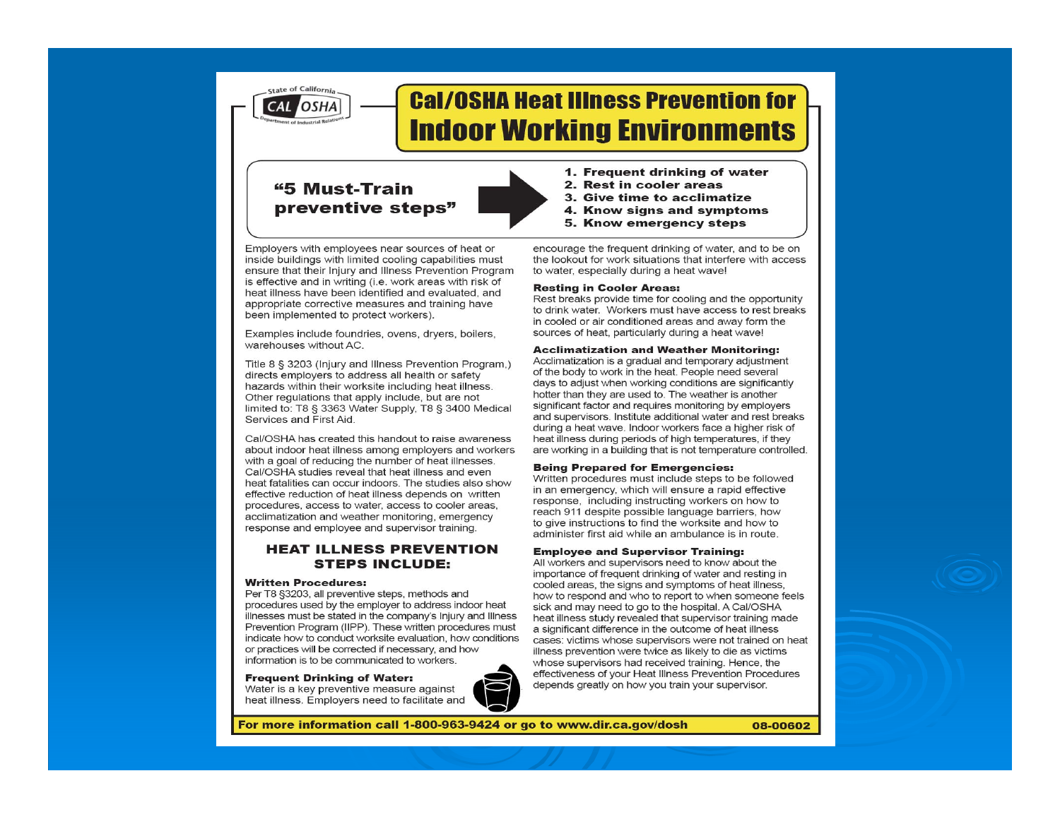State of California CAL OSHA Department of Industrial Relations

# Cal/OSHA Heat Illness Prevention for Indoor Working Environments

**"5 Must-Train preventive steps"**

1. **Frequent drinking of water**
2. **Rest in cooler areas**
3. **Give time to acclimatize**
4. **Know signs and symptoms**
5. **Know emergency steps**

Employers with employees near sources of heat or inside buildings with limited cooling capabilities must ensure that their Injury and Illness Prevention Program is effective and in writing (i.e. work areas with risk of heat illness have been identified and evaluated, and appropriate corrective measures and training have been implemented to protect workers).

Examples include foundries, ovens, dryers, boilers, warehouses without AC.

Title 8 § 3203 (Injury and Illness Prevention Program.) directs employers to address all health or safety hazards within their worksite including heat illness. Other regulations that apply include, but are not limited to: T8 § 3363 Water Supply, T8 § 3400 Medical Services and First Aid.

Cal/OSHA has created this handout to raise awareness about indoor heat illness among employers and workers with a goal of reducing the number of heat illnesses. Cal/OSHA studies reveal that heat illness and even heat fatalities can occur indoors. The studies also show effective reduction of heat illness depends on written procedures, access to water, access to cooler areas, acclimatization and weather monitoring, emergency response and employee and supervisor training.

## HEAT ILLNESS PREVENTION STEPS INCLUDE:

**Written Procedures:**
Per T8 §3203, all preventive steps, methods and procedures used by the employer to address indoor heat illnesses must be stated in the company's Injury and Illness Prevention Program (IIPP). These written procedures must indicate how to conduct worksite evaluation, how conditions or practices will be corrected if necessary, and how information is to be communicated to workers.

**Frequent Drinking of Water:**
Water is a key preventive measure against heat illness. Employers need to facilitate and encourage the frequent drinking of water, and to be on the lookout for work situations that interfere with access to water, especially during a heat wave!

**Resting in Cooler Areas:**
Rest breaks provide time for cooling and the opportunity to drink water. Workers must have access to rest breaks in cooled or air conditioned areas and away form the sources of heat, particularly during a heat wave!

**Acclimatization and Weather Monitoring:**
Acclimatization is a gradual and temporary adjustment of the body to work in the heat. People need several days to adjust when working conditions are significantly hotter than they are used to. The weather is another significant factor and requires monitoring by employers and supervisors. Institute additional water and rest breaks during a heat wave. Indoor workers face a higher risk of heat illness during periods of high temperatures, if they are working in a building that is not temperature controlled.

**Being Prepared for Emergencies:**
Written procedures must include steps to be followed in an emergency, which will ensure a rapid effective response, including instructing workers on how to reach 911 despite possible language barriers, how to give instructions to find the worksite and how to administer first aid while an ambulance is in route.

**Employee and Supervisor Training:**
All workers and supervisors need to know about the importance of frequent drinking of water and resting in cooled areas, the signs and symptoms of heat illness, how to respond and who to report to when someone feels sick and may need to go to the hospital. A Cal/OSHA heat illness study revealed that supervisor training made a significant difference in the outcome of heat illness cases: victims whose supervisors were not trained on heat illness prevention were twice as likely to die as victims whose supervisors had received training. Hence, the effectiveness of your Heat Illness Prevention Procedures depends greatly on how you train your supervisor.

**For more information call 1-800-963-9424 or go to www.dir.ca.gov/dosh** 08-00602